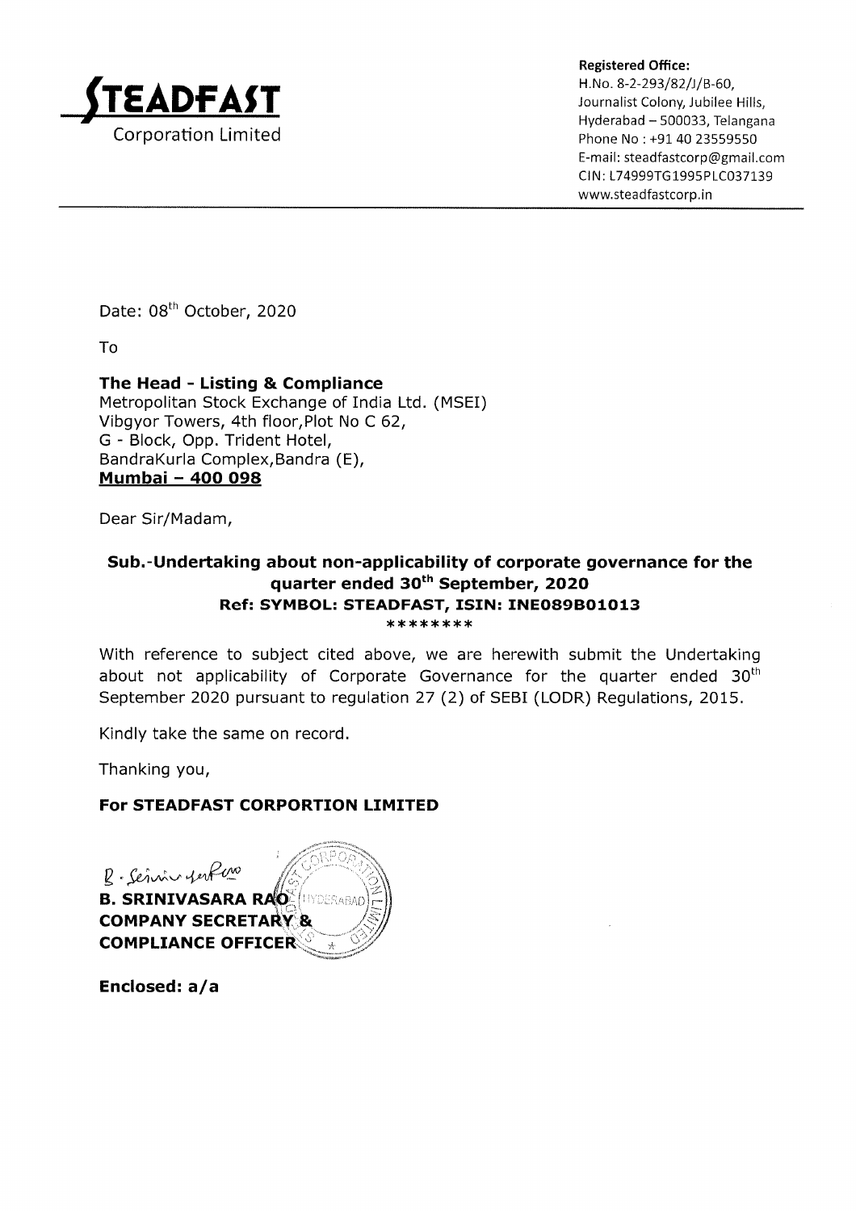**STEADFAST**
Corporation Limited

**Registered Office:**
H.No. 8-2-293/82/J/B-60,
Journalist Colony, Jubilee Hills,
Hyderabad – 500033, Telangana
Phone No : +91 40 23559550
E-mail: steadfastcorp@gmail.com
CIN: L74999TG1995PLC037139
www.steadfastcorp.in

Date: 08th October, 2020

To

**The Head - Listing & Compliance**
Metropolitan Stock Exchange of India Ltd. (MSEI)
Vibgyor Towers, 4th floor,Plot No C 62,
G - Block, Opp. Trident Hotel,
BandraKurla Complex,Bandra (E),
**Mumbai – 400 098**

Dear Sir/Madam,

**Sub.-Undertaking about non-applicability of corporate governance for the quarter ended 30th September, 2020**
**Ref: SYMBOL: STEADFAST, ISIN: INE089B01013**
********

With reference to subject cited above, we are herewith submit the Undertaking about not applicability of Corporate Governance for the quarter ended 30th September 2020 pursuant to regulation 27 (2) of SEBI (LODR) Regulations, 2015.

Kindly take the same on record.

Thanking you,

**For STEADFAST CORPORTION LIMITED**

**B. SRINIVASARA RAO**
**COMPANY SECRETARY &**
**COMPLIANCE OFFICER**

**Enclosed: a/a**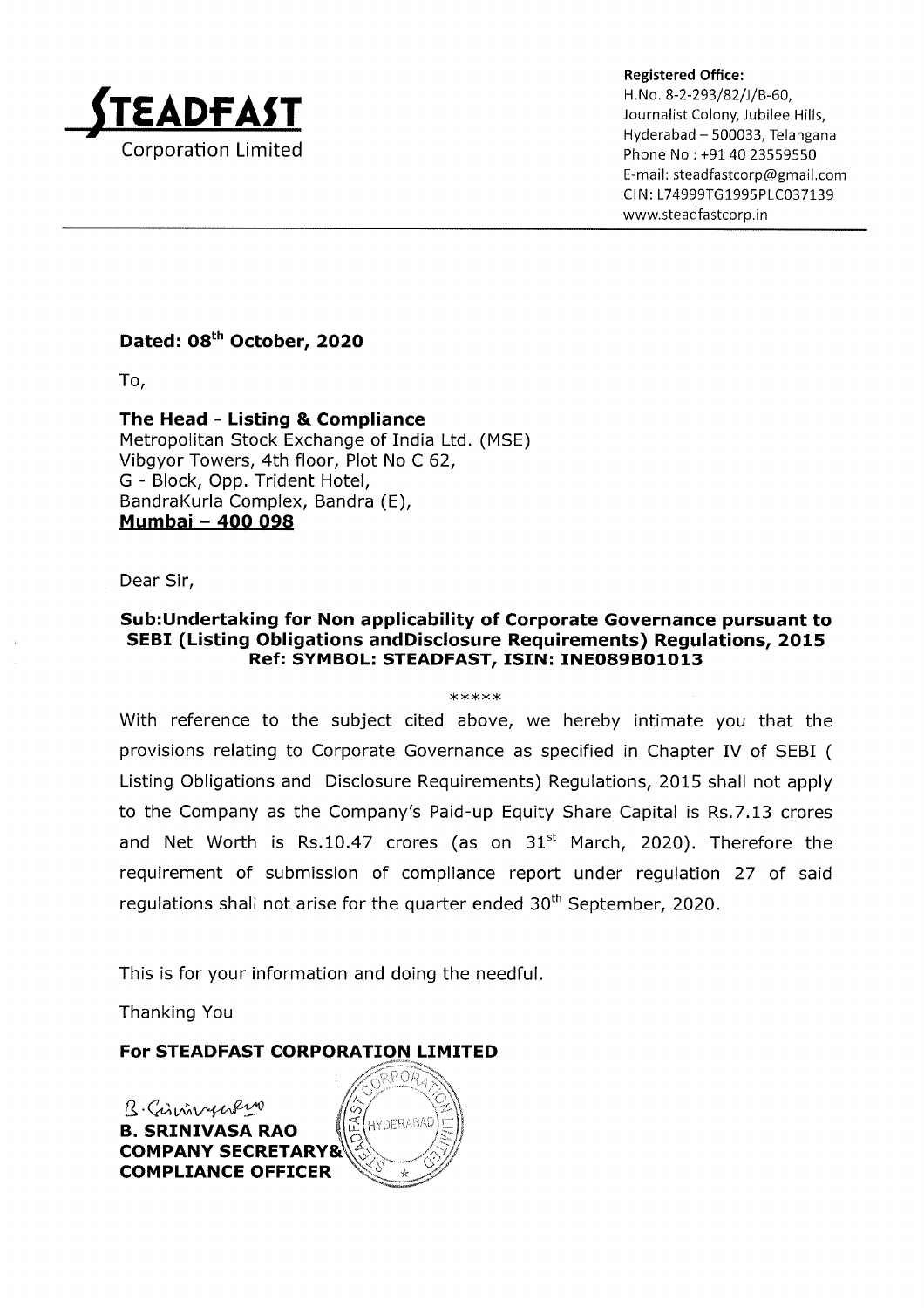**STEADFAST**
Corporation Limited

**Registered Office:**
H.No. 8-2-293/82/J/B-60,
Journalist Colony, Jubilee Hills,
Hyderabad – 500033, Telangana
Phone No : +91 40 23559550
E-mail: steadfastcorp@gmail.com
CIN: L74999TG1995PLC037139
www.steadfastcorp.in

**Dated: 08th October, 2020**

To,

**The Head - Listing & Compliance**
Metropolitan Stock Exchange of India Ltd. (MSE)
Vibgyor Towers, 4th floor, Plot No C 62,
G - Block, Opp. Trident Hotel,
BandraKurla Complex, Bandra (E),
**Mumbai – 400 098**

Dear Sir,

**Sub:Undertaking for Non applicability of Corporate Governance pursuant to SEBI (Listing Obligations andDisclosure Requirements) Regulations, 2015**
**Ref: SYMBOL: STEADFAST, ISIN: INE089B01013**

*****

With reference to the subject cited above, we hereby intimate you that the provisions relating to Corporate Governance as specified in Chapter IV of SEBI ( Listing Obligations and Disclosure Requirements) Regulations, 2015 shall not apply to the Company as the Company's Paid-up Equity Share Capital is Rs.7.13 crores and Net Worth is Rs.10.47 crores (as on 31st March, 2020). Therefore the requirement of submission of compliance report under regulation 27 of said regulations shall not arise for the quarter ended 30th September, 2020.

This is for your information and doing the needful.

Thanking You

**For STEADFAST CORPORATION LIMITED**

**B. SRINIVASA RAO**
**COMPANY SECRETARY&**
**COMPLIANCE OFFICER**